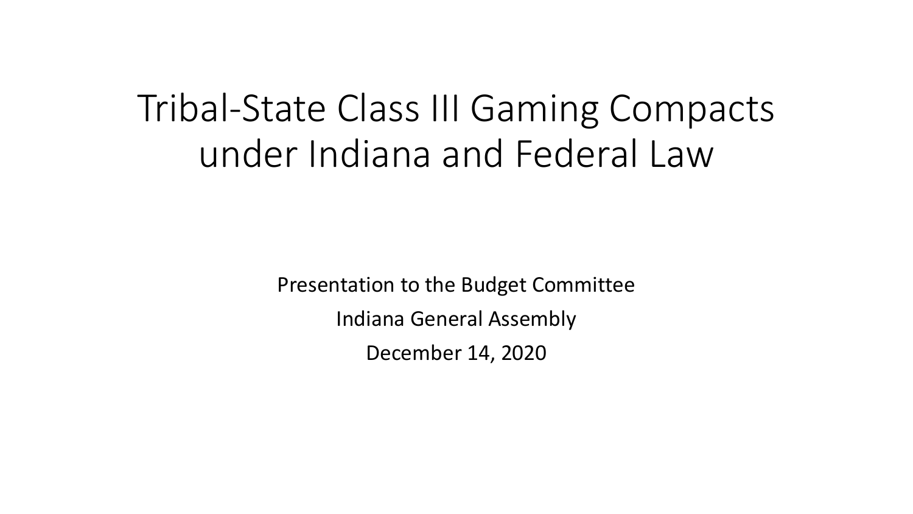# Tribal-State Class III Gaming Compacts under Indiana and Federal Law

Presentation to the Budget Committee

Indiana General Assembly

December 14, 2020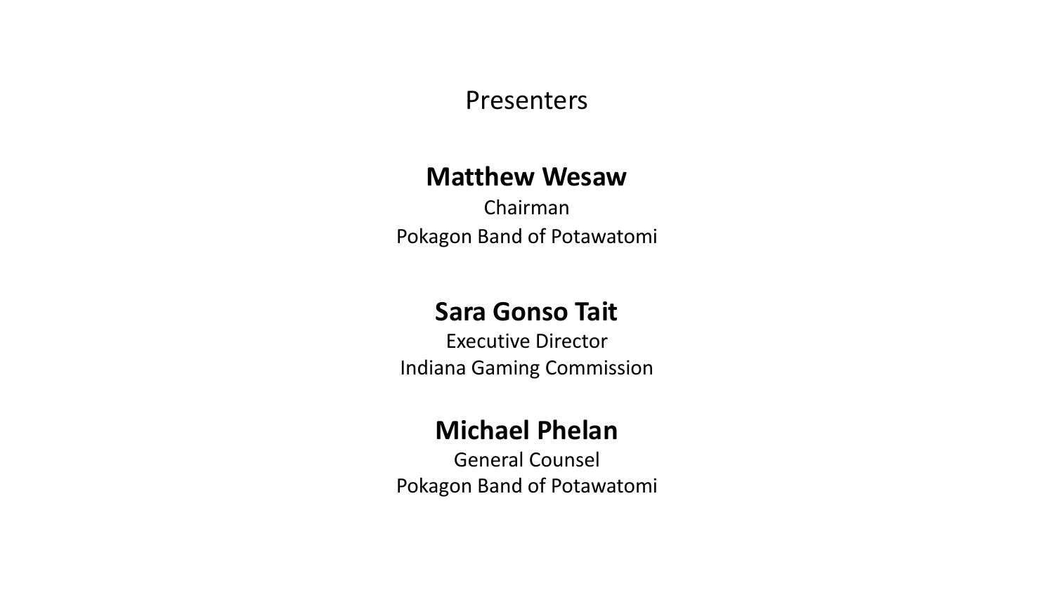# Presenters

**Matthew Wesaw**
Chairman
Pokagon Band of Potawatomi

**Sara Gonso Tait**
Executive Director
Indiana Gaming Commission

**Michael Phelan**
General Counsel
Pokagon Band of Potawatomi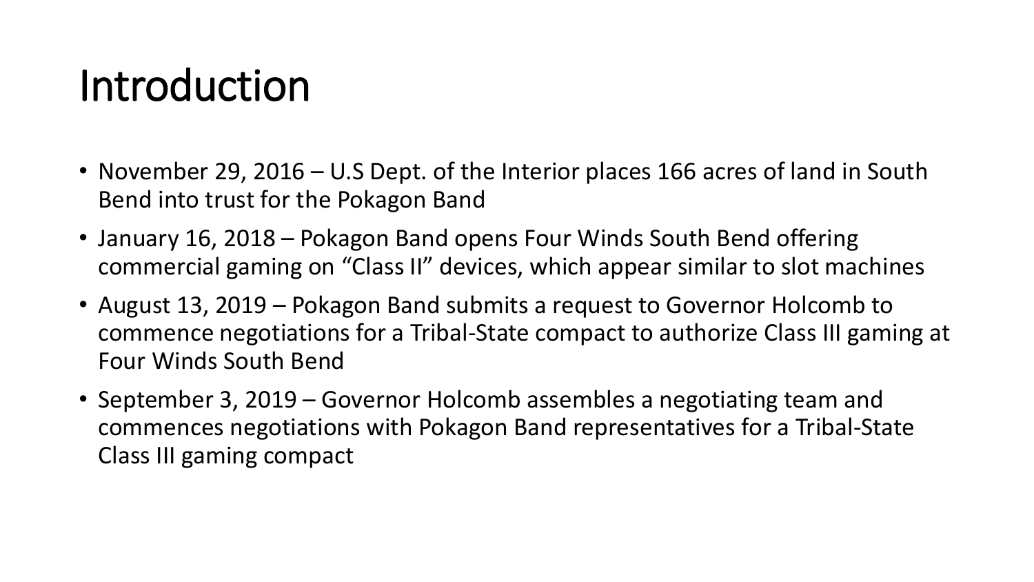# Introduction

- November 29, 2016 – U.S Dept. of the Interior places 166 acres of land in South Bend into trust for the Pokagon Band
- January 16, 2018 – Pokagon Band opens Four Winds South Bend offering commercial gaming on "Class II" devices, which appear similar to slot machines
- August 13, 2019 – Pokagon Band submits a request to Governor Holcomb to commence negotiations for a Tribal-State compact to authorize Class III gaming at Four Winds South Bend
- September 3, 2019 – Governor Holcomb assembles a negotiating team and commences negotiations with Pokagon Band representatives for a Tribal-State Class III gaming compact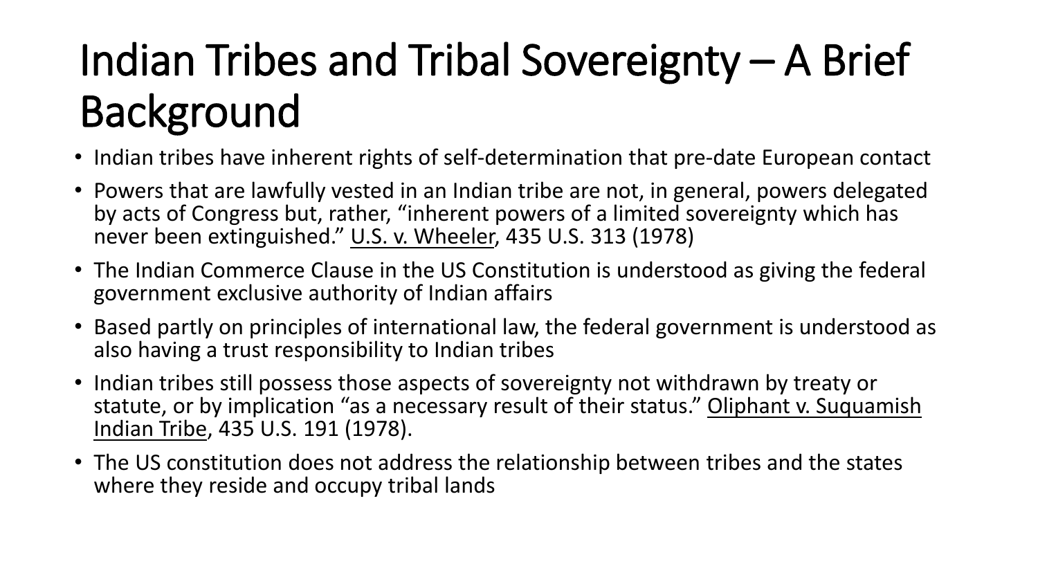# Indian Tribes and Tribal Sovereignty – A Brief Background

- Indian tribes have inherent rights of self-determination that pre-date European contact
- Powers that are lawfully vested in an Indian tribe are not, in general, powers delegated by acts of Congress but, rather, "inherent powers of a limited sovereignty which has never been extinguished." U.S. v. Wheeler, 435 U.S. 313 (1978)
- The Indian Commerce Clause in the US Constitution is understood as giving the federal government exclusive authority of Indian affairs
- Based partly on principles of international law, the federal government is understood as also having a trust responsibility to Indian tribes
- Indian tribes still possess those aspects of sovereignty not withdrawn by treaty or statute, or by implication "as a necessary result of their status." Oliphant v. Suquamish Indian Tribe, 435 U.S. 191 (1978).
- The US constitution does not address the relationship between tribes and the states where they reside and occupy tribal lands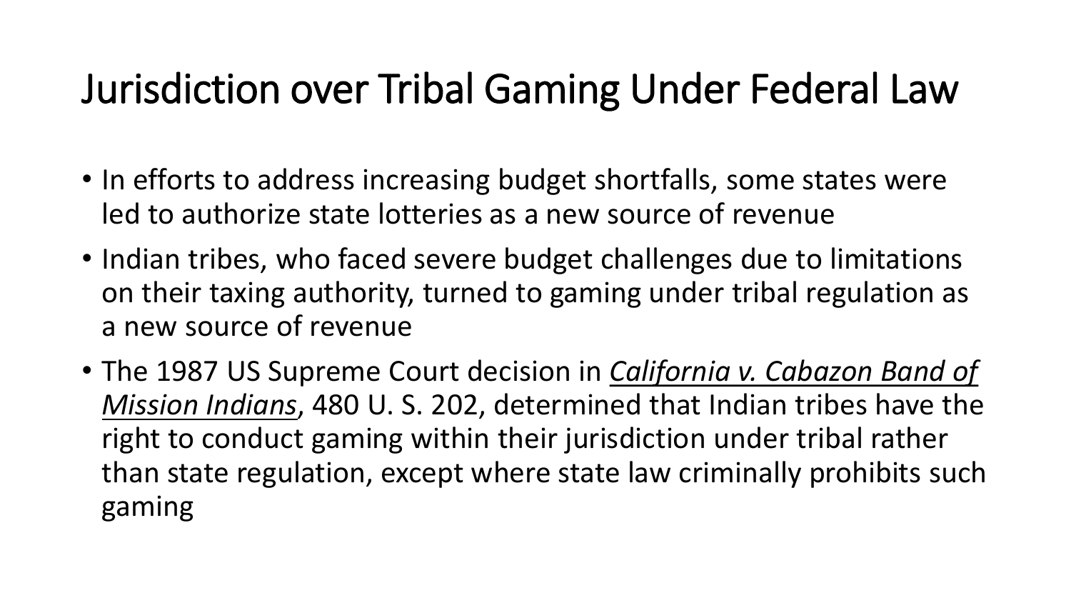# Jurisdiction over Tribal Gaming Under Federal Law

- In efforts to address increasing budget shortfalls, some states were led to authorize state lotteries as a new source of revenue
- Indian tribes, who faced severe budget challenges due to limitations on their taxing authority, turned to gaming under tribal regulation as a new source of revenue
- The 1987 US Supreme Court decision in *California v. Cabazon Band of Mission Indians*, 480 U. S. 202, determined that Indian tribes have the right to conduct gaming within their jurisdiction under tribal rather than state regulation, except where state law criminally prohibits such gaming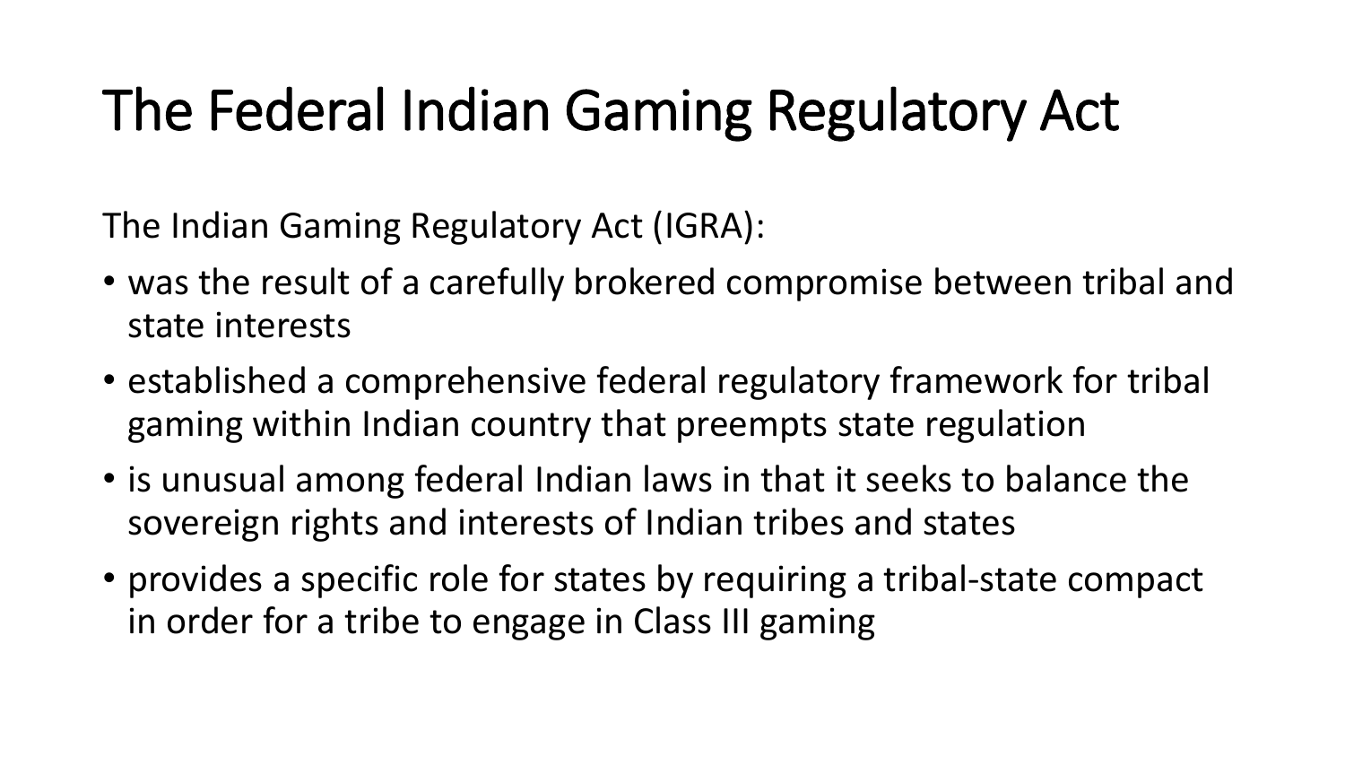# The Federal Indian Gaming Regulatory Act

The Indian Gaming Regulatory Act (IGRA):

- was the result of a carefully brokered compromise between tribal and state interests
- established a comprehensive federal regulatory framework for tribal gaming within Indian country that preempts state regulation
- is unusual among federal Indian laws in that it seeks to balance the sovereign rights and interests of Indian tribes and states
- provides a specific role for states by requiring a tribal-state compact in order for a tribe to engage in Class III gaming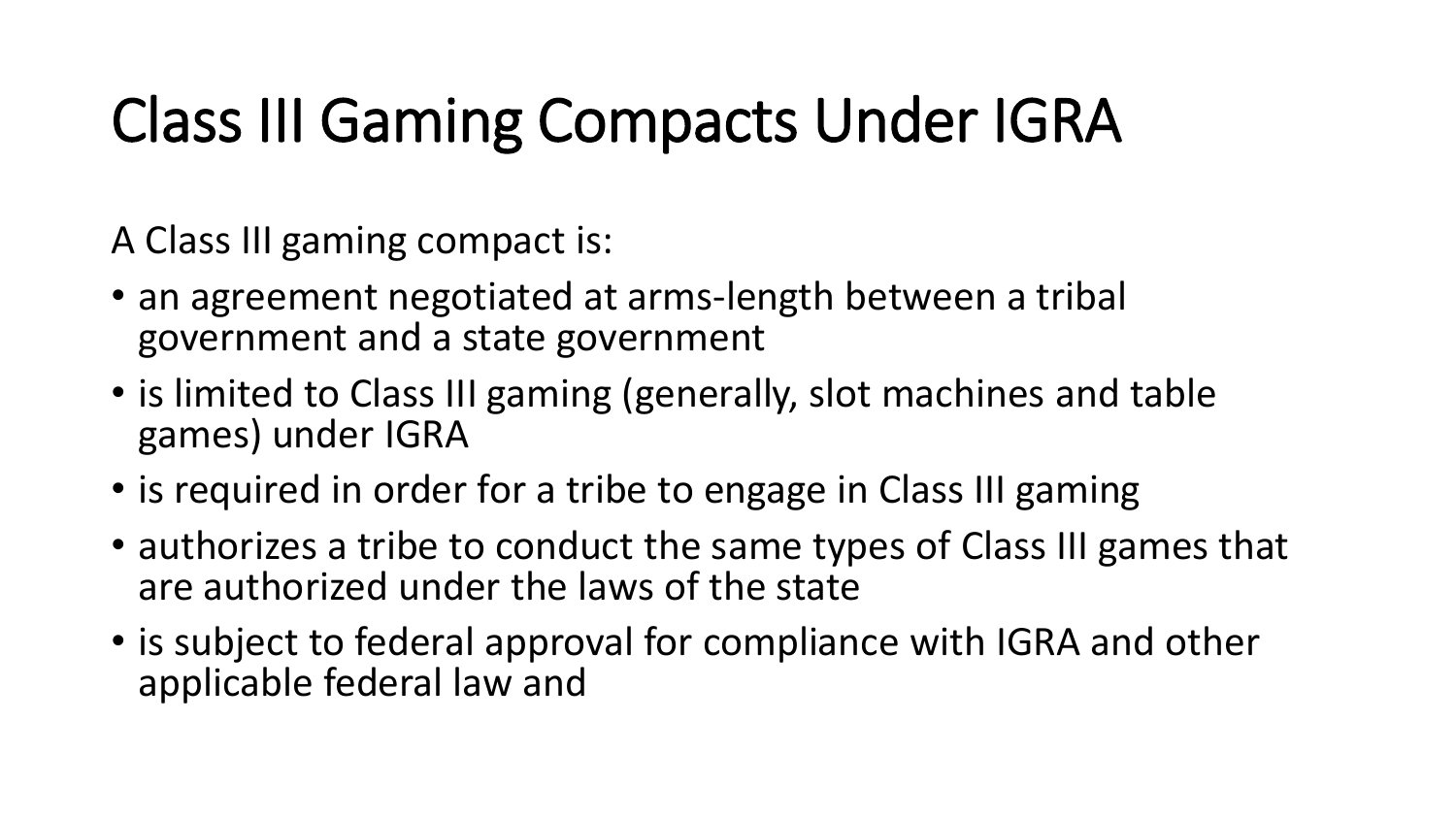# Class III Gaming Compacts Under IGRA

A Class III gaming compact is:

- an agreement negotiated at arms-length between a tribal government and a state government
- is limited to Class III gaming (generally, slot machines and table games) under IGRA
- is required in order for a tribe to engage in Class III gaming
- authorizes a tribe to conduct the same types of Class III games that are authorized under the laws of the state
- is subject to federal approval for compliance with IGRA and other applicable federal law and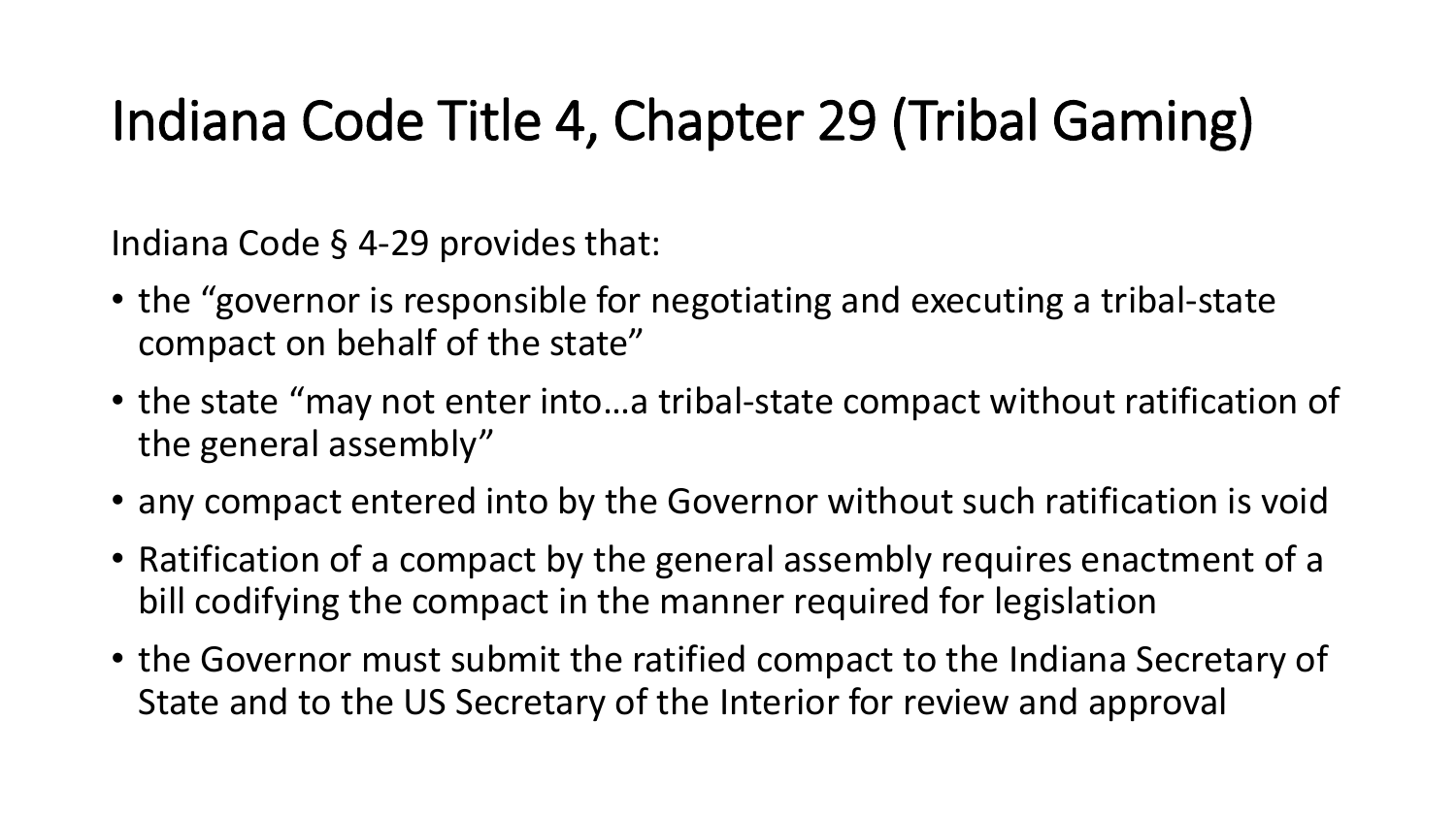# Indiana Code Title 4, Chapter 29 (Tribal Gaming)

Indiana Code § 4-29 provides that:

- the "governor is responsible for negotiating and executing a tribal-state compact on behalf of the state"
- the state "may not enter into…a tribal-state compact without ratification of the general assembly"
- any compact entered into by the Governor without such ratification is void
- Ratification of a compact by the general assembly requires enactment of a bill codifying the compact in the manner required for legislation
- the Governor must submit the ratified compact to the Indiana Secretary of State and to the US Secretary of the Interior for review and approval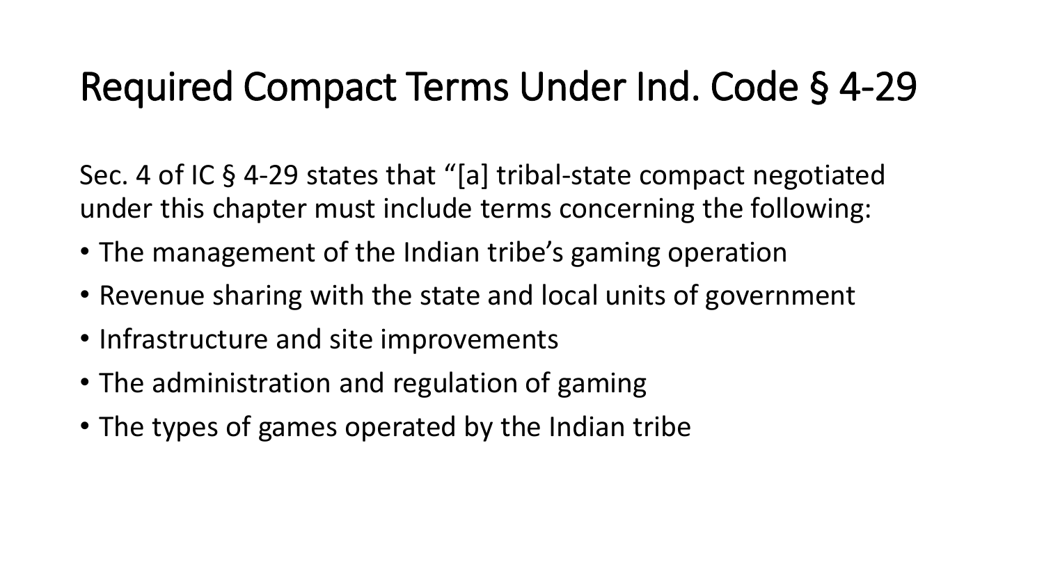# Required Compact Terms Under Ind. Code § 4-29

Sec. 4 of IC § 4-29 states that "[a] tribal-state compact negotiated under this chapter must include terms concerning the following:

- The management of the Indian tribe's gaming operation
- Revenue sharing with the state and local units of government
- Infrastructure and site improvements
- The administration and regulation of gaming
- The types of games operated by the Indian tribe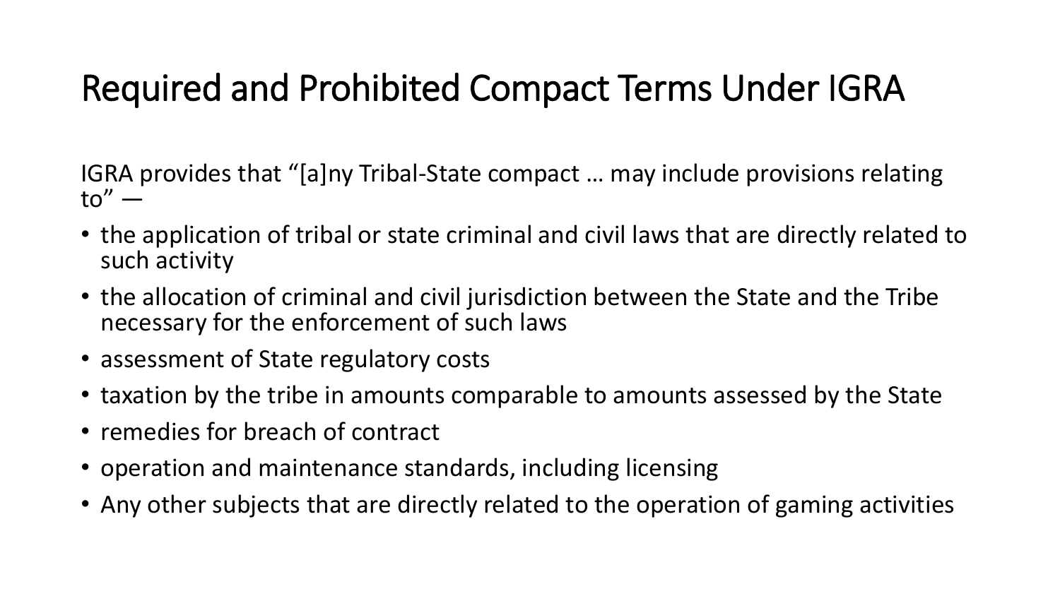# Required and Prohibited Compact Terms Under IGRA

IGRA provides that "[a]ny Tribal-State compact … may include provisions relating to" —

- the application of tribal or state criminal and civil laws that are directly related to such activity
- the allocation of criminal and civil jurisdiction between the State and the Tribe necessary for the enforcement of such laws
- assessment of State regulatory costs
- taxation by the tribe in amounts comparable to amounts assessed by the State
- remedies for breach of contract
- operation and maintenance standards, including licensing
- Any other subjects that are directly related to the operation of gaming activities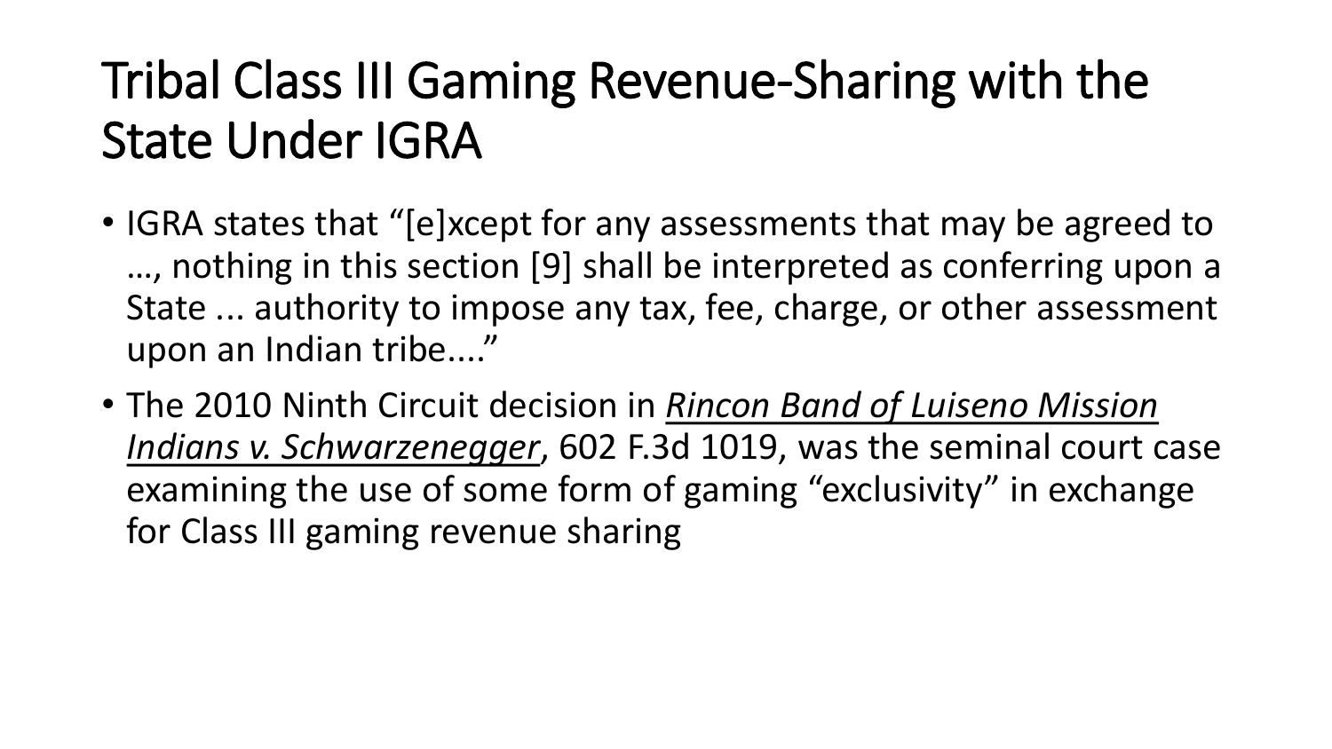# Tribal Class III Gaming Revenue-Sharing with the State Under IGRA

- IGRA states that “[e]xcept for any assessments that may be agreed to …, nothing in this section [9] shall be interpreted as conferring upon a State ... authority to impose any tax, fee, charge, or other assessment upon an Indian tribe....”
- The 2010 Ninth Circuit decision in *Rincon Band of Luiseno Mission Indians v. Schwarzenegger*, 602 F.3d 1019, was the seminal court case examining the use of some form of gaming “exclusivity” in exchange for Class III gaming revenue sharing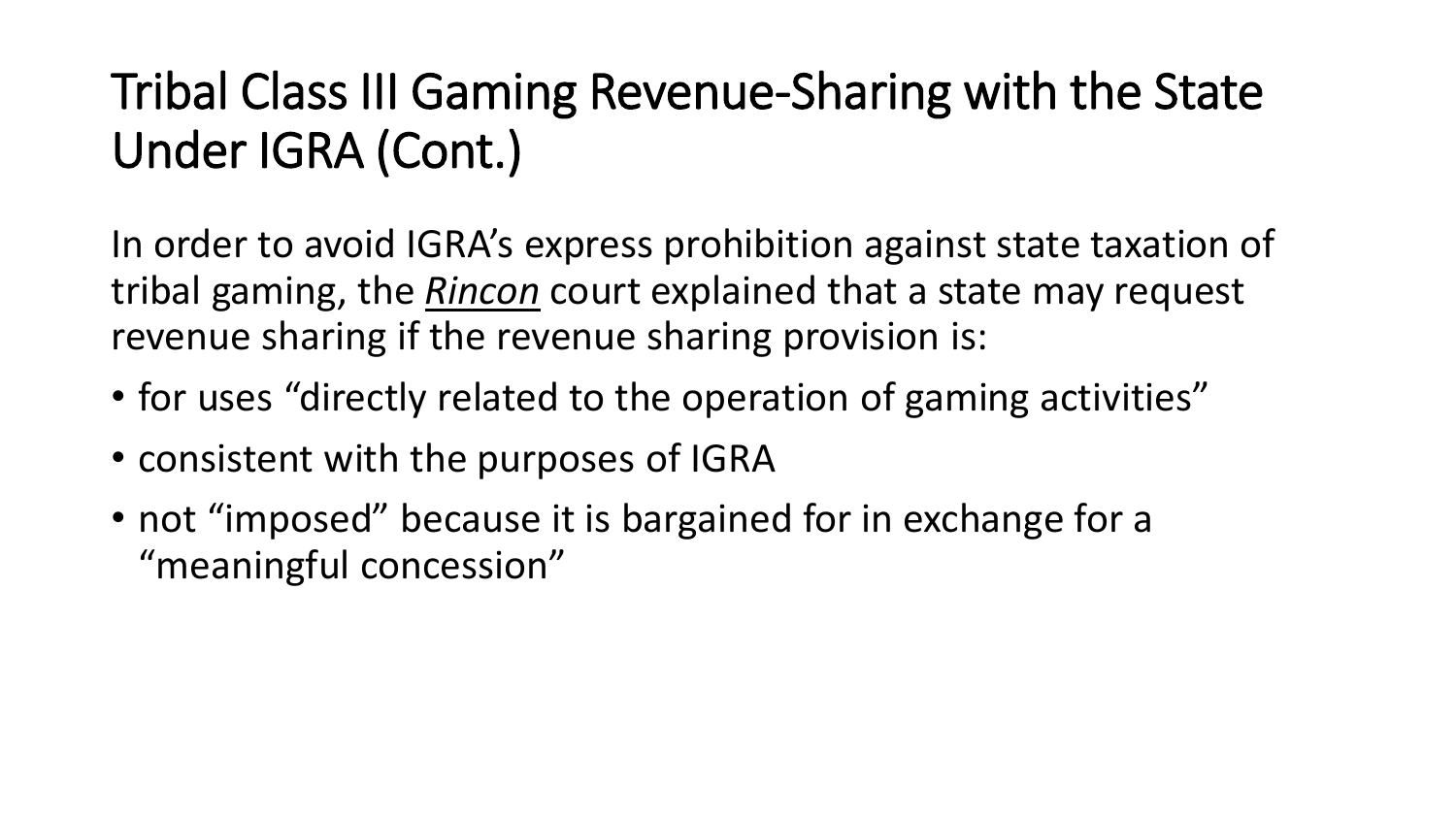# Tribal Class III Gaming Revenue-Sharing with the State Under IGRA (Cont.)

In order to avoid IGRA's express prohibition against state taxation of tribal gaming, the ***Rincon*** court explained that a state may request revenue sharing if the revenue sharing provision is:

- for uses "directly related to the operation of gaming activities"
- consistent with the purposes of IGRA
- not "imposed" because it is bargained for in exchange for a "meaningful concession"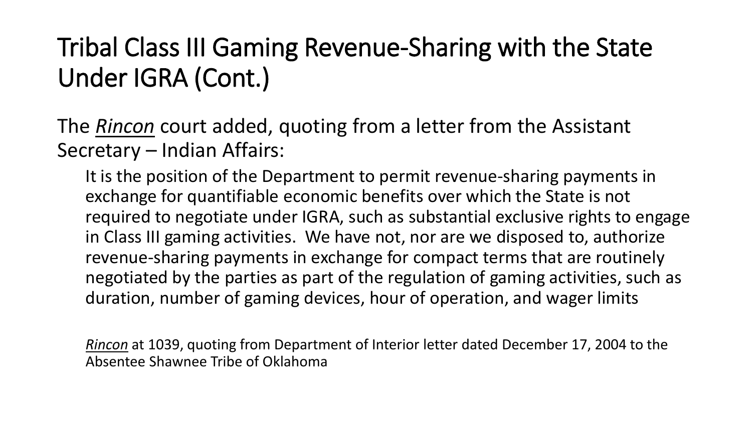# Tribal Class III Gaming Revenue-Sharing with the State Under IGRA (Cont.)

The ***Rincon*** court added, quoting from a letter from the Assistant Secretary – Indian Affairs:

> It is the position of the Department to permit revenue-sharing payments in exchange for quantifiable economic benefits over which the State is not required to negotiate under IGRA, such as substantial exclusive rights to engage in Class III gaming activities. We have not, nor are we disposed to, authorize revenue-sharing payments in exchange for compact terms that are routinely negotiated by the parties as part of the regulation of gaming activities, such as duration, number of gaming devices, hour of operation, and wager limits
>
> ***Rincon*** at 1039, quoting from Department of Interior letter dated December 17, 2004 to the Absentee Shawnee Tribe of Oklahoma